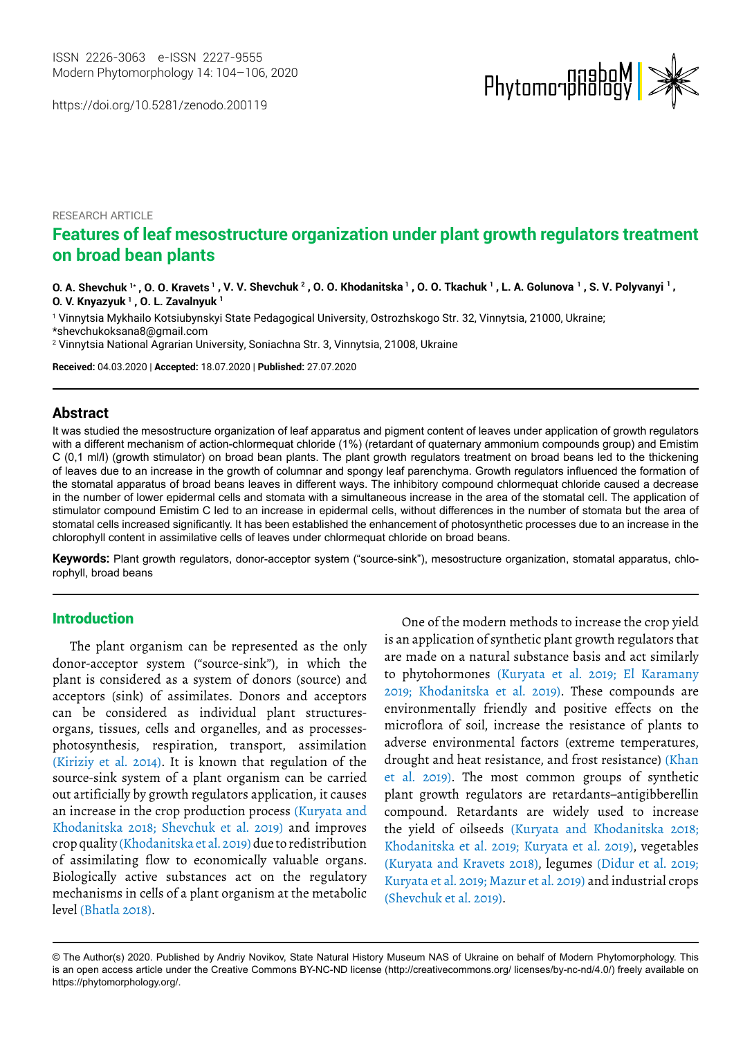ISSN 2226-3063 e-ISSN 2227-9555
Modern Phytomorphology 14: 104–106, 2020

https://doi.org/10.5281/zenodo.200119

RESEARCH ARTICLE

# Features of leaf mesostructure organization under plant growth regulators treatment on broad bean plants

**O. A. Shevchuk [1*] , O. O. Kravets [1] , V. V. Shevchuk [2] , O. O. Khodanitska [1] , O. O. Tkachuk [1] , L. A. Golunova [1] , S. V. Polyvanyi [1] , O. V. Knyazyuk [1] , O. L. Zavalnyuk [1]**

[1] Vinnytsia Mykhailo Kotsiubynskyi State Pedagogical University, Ostrozhskogo Str. 32, Vinnytsia, 21000, Ukraine; *shevchukoksana8@gmail.com

[2] Vinnytsia National Agrarian University, Soniachna Str. 3, Vinnytsia, 21008, Ukraine

**Received:** 04.03.2020 | **Accepted:** 18.07.2020 | **Published:** 27.07.2020

## Abstract

It was studied the mesostructure organization of leaf apparatus and pigment content of leaves under application of growth regulators with a different mechanism of action-chlormequat chloride (1%) (retardant of quaternary ammonium compounds group) and Emistim C (0,1 ml/l) (growth stimulator) on broad bean plants. The plant growth regulators treatment on broad beans led to the thickening of leaves due to an increase in the growth of columnar and spongy leaf parenchyma. Growth regulators influenced the formation of the stomatal apparatus of broad beans leaves in different ways. The inhibitory compound chlormequat chloride caused a decrease in the number of lower epidermal cells and stomata with a simultaneous increase in the area of the stomatal cell. The application of stimulator compound Emistim C led to an increase in epidermal cells, without differences in the number of stomata but the area of stomatal cells increased significantly. It has been established the enhancement of photosynthetic processes due to an increase in the chlorophyll content in assimilative cells of leaves under chlormequat chloride on broad beans.

**Keywords:** Plant growth regulators, donor-acceptor system ("source-sink"), mesostructure organization, stomatal apparatus, chlorophyll, broad beans

## Introduction

The plant organism can be represented as the only donor-acceptor system ("source-sink"), in which the plant is considered as a system of donors (source) and acceptors (sink) of assimilates. Donors and acceptors can be considered as individual plant structures-organs, tissues, cells and organelles, and as processes-photosynthesis, respiration, transport, assimilation (Kiriziy et al. 2014). It is known that regulation of the source-sink system of a plant organism can be carried out artificially by growth regulators application, it causes an increase in the crop production process (Kuryata and Khodanitska 2018; Shevchuk et al. 2019) and improves crop quality (Khodanitska et al. 2019) due to redistribution of assimilating flow to economically valuable organs. Biologically active substances act on the regulatory mechanisms in cells of a plant organism at the metabolic level (Bhatla 2018).

One of the modern methods to increase the crop yield is an application of synthetic plant growth regulators that are made on a natural substance basis and act similarly to phytohormones (Kuryata et al. 2019; El Karamany 2019; Khodanitska et al. 2019). These compounds are environmentally friendly and positive effects on the microflora of soil, increase the resistance of plants to adverse environmental factors (extreme temperatures, drought and heat resistance, and frost resistance) (Khan et al. 2019). The most common groups of synthetic plant growth regulators are retardants–antigibberellin compound. Retardants are widely used to increase the yield of oilseeds (Kuryata and Khodanitska 2018; Khodanitska et al. 2019; Kuryata et al. 2019), vegetables (Kuryata and Kravets 2018), legumes (Didur et al. 2019; Kuryata et al. 2019; Mazur et al. 2019) and industrial crops (Shevchuk et al. 2019).

© The Author(s) 2020. Published by Andriy Novikov, State Natural History Museum NAS of Ukraine on behalf of Modern Phytomorphology. This is an open access article under the Creative Commons BY-NC-ND license (http://creativecommons.org/ licenses/by-nc-nd/4.0/) freely available on https://phytomorphology.org/.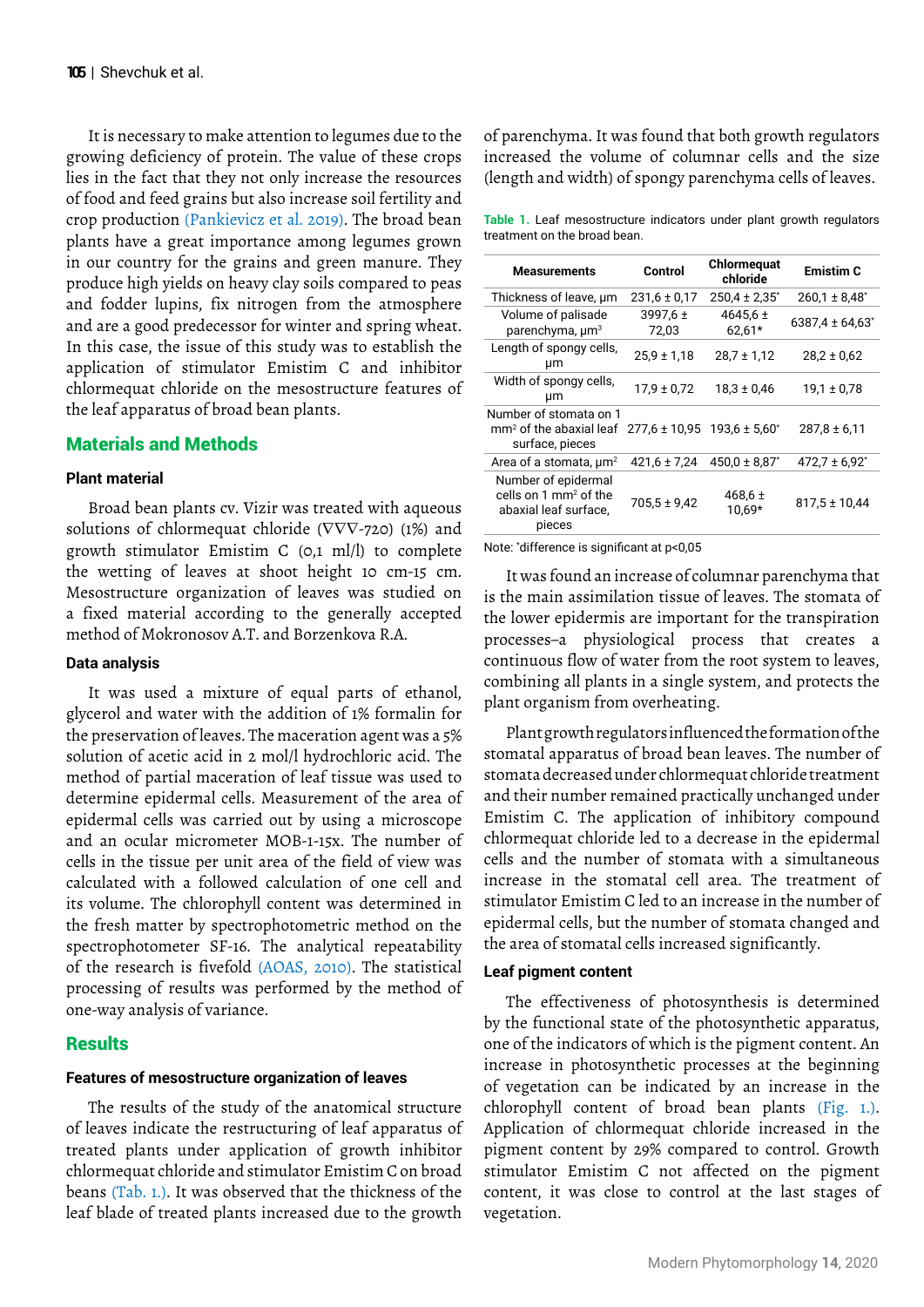It is necessary to make attention to legumes due to the growing deficiency of protein. The value of these crops lies in the fact that they not only increase the resources of food and feed grains but also increase soil fertility and crop production (Pankievicz et al. 2019). The broad bean plants have a great importance among legumes grown in our country for the grains and green manure. They produce high yields on heavy clay soils compared to peas and fodder lupins, fix nitrogen from the atmosphere and are a good predecessor for winter and spring wheat. In this case, the issue of this study was to establish the application of stimulator Emistim C and inhibitor chlormequat chloride on the mesostructure features of the leaf apparatus of broad bean plants.

## Materials and Methods

### Plant material

Broad bean plants cv. Vizir was treated with aqueous solutions of chlormequat chloride (�womenVV-720) (1%) and growth stimulator Emistim C (0,1 ml/l) to complete the wetting of leaves at shoot height 10 cm-15 cm. Mesostructure organization of leaves was studied on a fixed material according to the generally accepted method of Mokronosov A.T. and Borzenkova R.A.

### Data analysis

It was used a mixture of equal parts of ethanol, glycerol and water with the addition of 1% formalin for the preservation of leaves. The maceration agent was a 5% solution of acetic acid in 2 mol/l hydrochloric acid. The method of partial maceration of leaf tissue was used to determine epidermal cells. Measurement of the area of epidermal cells was carried out by using a microscope and an ocular micrometer MOB-1-15x. The number of cells in the tissue per unit area of the field of view was calculated with a followed calculation of one cell and its volume. The chlorophyll content was determined in the fresh matter by spectrophotometric method on the spectrophotometer SF-16. The analytical repeatability of the research is fivefold (AOAS, 2010). The statistical processing of results was performed by the method of one-way analysis of variance.

## Results

### Features of mesostructure organization of leaves

The results of the study of the anatomical structure of leaves indicate the restructuring of leaf apparatus of treated plants under application of growth inhibitor chlormequat chloride and stimulator Emistim C on broad beans (Tab. 1.). It was observed that the thickness of the leaf blade of treated plants increased due to the growth of parenchyma. It was found that both growth regulators increased the volume of columnar cells and the size (length and width) of spongy parenchyma cells of leaves.

**Table 1.** Leaf mesostructure indicators under plant growth regulators treatment on the broad bean.

| Measurements | Control | Chlormequat chloride | Emistim C |
|---|---|---|---|
| Thickness of leave, µm | 231,6 ± 0,17 | 250,4 ± 2,35* | 260,1 ± 8,48* |
| Volume of palisade parenchyma, µm³ | 3997,6 ± 72,03 | 4645,6 ± 62,61* | 6387,4 ± 64,63* |
| Length of spongy cells, µm | 25,9 ± 1,18 | 28,7 ± 1,12 | 28,2 ± 0,62 |
| Width of spongy cells, µm | 17,9 ± 0,72 | 18,3 ± 0,46 | 19,1 ± 0,78 |
| Number of stomata on 1 mm² of the abaxial leaf surface, pieces | 277,6 ± 10,95 | 193,6 ± 5,60* | 287,8 ± 6,11 |
| Area of a stomata, µm² | 421,6 ± 7,24 | 450,0 ± 8,87* | 472,7 ± 6,92* |
| Number of epidermal cells on 1 mm² of the abaxial leaf surface, pieces | 705,5 ± 9,42 | 468,6 ± 10,69* | 817,5 ± 10,44 |

Note: *difference is significant at p<0,05

It was found an increase of columnar parenchyma that is the main assimilation tissue of leaves. The stomata of the lower epidermis are important for the transpiration processes–a physiological process that creates a continuous flow of water from the root system to leaves, combining all plants in a single system, and protects the plant organism from overheating.

Plant growth regulators influenced the formation of the stomatal apparatus of broad bean leaves. The number of stomata decreased under chlormequat chloride treatment and their number remained practically unchanged under Emistim C. The application of inhibitory compound chlormequat chloride led to a decrease in the epidermal cells and the number of stomata with a simultaneous increase in the stomatal cell area. The treatment of stimulator Emistim C led to an increase in the number of epidermal cells, but the number of stomata changed and the area of stomatal cells increased significantly.

### Leaf pigment content

The effectiveness of photosynthesis is determined by the functional state of the photosynthetic apparatus, one of the indicators of which is the pigment content. An increase in photosynthetic processes at the beginning of vegetation can be indicated by an increase in the chlorophyll content of broad bean plants (Fig. 1.). Application of chlormequat chloride increased in the pigment content by 29% compared to control. Growth stimulator Emistim C not affected on the pigment content, it was close to control at the last stages of vegetation.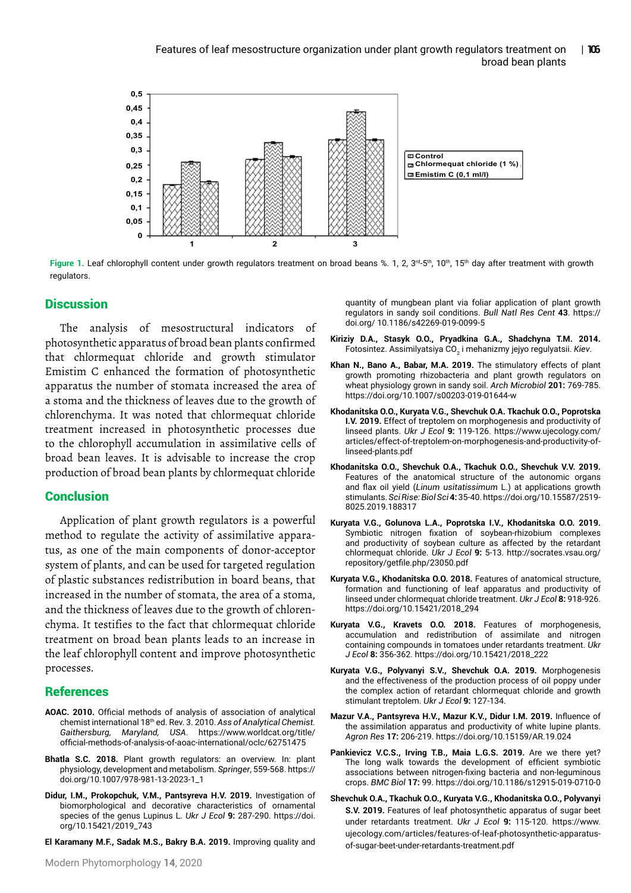0,5
0,45
0,4
0,35
0,3
0,25
0,2
0,15
0,1
0,05
0

1
2
3

Control
Chlormequat chloride (1 %)
Emistim C (0,1 ml/l)

**Figure 1.** Leaf chlorophyll content under growth regulators treatment on broad beans %. 1, 2, 3rd-5th, 10th, 15th day after treatment with growth regulators.

## Discussion

The analysis of mesostructural indicators of photosynthetic apparatus of broad bean plants confirmed that chlormequat chloride and growth stimulator Emistim C enhanced the formation of photosynthetic apparatus the number of stomata increased the area of a stoma and the thickness of leaves due to the growth of chlorenchyma. It was noted that chlormequat chloride treatment increased in photosynthetic processes due to the chlorophyll accumulation in assimilative cells of broad bean leaves. It is advisable to increase the crop production of broad bean plants by chlormequat chloride

## Conclusion

Application of plant growth regulators is a powerful method to regulate the activity of assimilative apparatus, as one of the main components of donor-acceptor system of plants, and can be used for targeted regulation of plastic substances redistribution in board beans, that increased in the number of stomata, the area of a stoma, and the thickness of leaves due to the growth of chlorenchyma. It testifies to the fact that chlormequat chloride treatment on broad bean plants leads to an increase in the leaf chlorophyll content and improve photosynthetic processes.

## References

**AOAC. 2010.** Official methods of analysis of association of analytical chemist international 18th ed. Rev. 3. 2010. *Ass of Analytical Chemist. Gaithersburg, Maryland, USA*. https://www.worldcat.org/title/official-methods-of-analysis-of-aoac-international/oclc/62751475

**Bhatla S.C. 2018.** Plant growth regulators: an overview. In: plant physiology, development and metabolism. *Springer*, 559-568. https://doi.org/10.1007/978-981-13-2023-1_1

**Didur, I.M., Prokopchuk, V.M., Pantsyreva H.V. 2019.** Investigation of biomorphological and decorative characteristics of ornamental species of the genus Lupinus L. *Ukr J Ecol* **9:** 287-290. https://doi.org/10.15421/2019_743

**El Karamany M.F., Sadak M.S., Bakry B.A. 2019.** Improving quality and quantity of mungbean plant via foliar application of plant growth regulators in sandy soil conditions. *Bull Natl Res Cent* **43**. https://doi.org/ 10.1186/s42269-019-0099-5

**Kiriziy D.A., Stasyk O.O., Pryadkina G.A., Shadchyna T.M. 2014.** Fotosintez. Assimilyatsiya $CO_2$ i mehanizmy jejyo regulyatsii. *Kiev.*

**Khan N., Bano A., Babar, M.A. 2019.** The stimulatory effects of plant growth promoting rhizobacteria and plant growth regulators on wheat physiology grown in sandy soil. *Arch Microbiol* **201:** 769-785. https://doi.org/10.1007/s00203-019-01644-w

**Khodanitska O.O., Kuryata V.G., Shevchuk O.A. Tkachuk O.O., Poprotska I.V. 2019.** Effect of treptolem on morphogenesis and productivity of linseed plants. *Ukr J Ecol* **9:** 119-126. https://www.ujecology.com/articles/effect-of-treptolem-on-morphogenesis-and-productivity-of-linseed-plants.pdf

**Khodanitska O.O., Shevchuk O.A., Tkachuk O.O., Shevchuk V.V. 2019.** Features of the anatomical structure of the autonomic organs and flax oil yield (*Linum usitatissimum* L.) at applications growth stimulants. *Sci Rise: Biol Sci* **4:** 35-40. https://doi.org/10.15587/2519-8025.2019.188317

**Kuryata V.G., Golunova L.A., Poprotska I.V., Khodanitska O.O. 2019.** Symbiotic nitrogen fixation of soybean-rhizobium complexes and productivity of soybean culture as affected by the retardant chlormequat chloride. *Ukr J Ecol* **9:** 5-13. http://socrates.vsau.org/repository/getfile.php/23050.pdf

**Kuryata V.G., Khodanitska O.O. 2018.** Features of anatomical structure, formation and functioning of leaf apparatus and productivity of linseed under chlormequat chloride treatment. *Ukr J Ecol* **8:** 918-926. https://doi.org/10.15421/2018_294

**Kuryata V.G., Kravets O.O. 2018.** Features of morphogenesis, accumulation and redistribution of assimilate and nitrogen containing compounds in tomatoes under retardants treatment. *Ukr J Ecol* **8:** 356-362. https://doi.org/10.15421/2018_222

**Kuryata V.G., Polyvanyi S.V., Shevchuk O.A. 2019.** Morphogenesis and the effectiveness of the production process of oil poppy under the complex action of retardant chlormequat chloride and growth stimulant treptolem. *Ukr J Ecol* **9:** 127-134.

**Mazur V.A., Pantsyreva H.V., Mazur K.V., Didur I.M. 2019.** Influence of the assimilation apparatus and productivity of white lupine plants. *Agron Res* **17:** 206-219. https://doi.org/10.15159/AR.19.024

**Pankievicz V.C.S., Irving T.B., Maia L.G.S. 2019.** Are we there yet? The long walk towards the development of efficient symbiotic associations between nitrogen-fixing bacteria and non-leguminous crops. *BMC Biol* **17:** 99. https://doi.org/10.1186/s12915-019-0710-0

**Shevchuk O.A., Tkachuk O.O., Kuryata V.G., Khodanitska O.O., Polyvanyi S.V. 2019.** Features of leaf photosynthetic apparatus of sugar beet under retardants treatment. *Ukr J Ecol* **9:** 115-120. https://www.ujecology.com/articles/features-of-leaf-photosynthetic-apparatus-of-sugar-beet-under-retardants-treatment.pdf